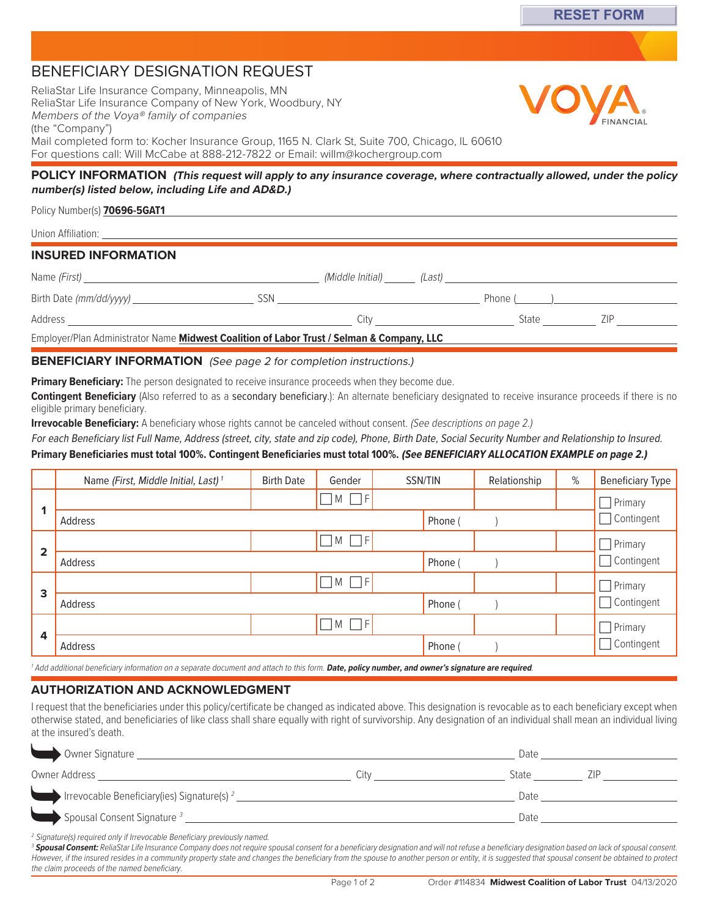RESET FORM

# BENEFICIARY DESIGNATION REQUEST

ReliaStar Life Insurance Company, Minneapolis, MN
ReliaStar Life Insurance Company of New York, Woodbury, NY
*Members of the Voya® family of companies*
(the "Company")
Mail completed form to: Kocher Insurance Group, 1165 N. Clark St, Suite 700, Chicago, IL 60610
For questions call: Will McCabe at 888-212-7822 or Email: willm@kochergroup.com

VOYA FINANCIAL

## POLICY INFORMATION *(This request will apply to any insurance coverage, where contractually allowed, under the policy number(s) listed below, including Life and AD&D.)*

Policy Number(s) **70696-5GAT1**

Union Affiliation: ______________________

## INSURED INFORMATION

Name *(First)* ______________________ *(Middle Initial)* ______ *(Last)* ______________________

Birth Date *(mm/dd/yyyy)* ______________ SSN ______________________ Phone (______) ______________

Address ______________________ City ______________ State ________ ZIP ________

Employer/Plan Administrator Name **Midwest Coalition of Labor Trust / Selman & Company, LLC**

## BENEFICIARY INFORMATION *(See page 2 for completion instructions.)*

**Primary Beneficiary:** The person designated to receive insurance proceeds when they become due.

**Contingent Beneficiary** (Also referred to as a secondary beneficiary.): An alternate beneficiary designated to receive insurance proceeds if there is no eligible primary beneficiary.

**Irrevocable Beneficiary:** A beneficiary whose rights cannot be canceled without consent. *(See descriptions on page 2.)*

*For each Beneficiary list Full Name, Address (street, city, state and zip code), Phone, Birth Date, Social Security Number and Relationship to Insured.*

**Primary Beneficiaries must total 100%. Contingent Beneficiaries must total 100%. *(See BENEFICIARY ALLOCATION EXAMPLE on page 2.)***

| | Name *(First, Middle Initial, Last)* [1] | Birth Date | Gender | SSN/TIN | Relationship | % | Beneficiary Type |
|---|---|---|---|---|---|---|---|
| 1 | | | ☐ M ☐ F | | | | ☐ Primary ☐ Contingent |
| | Address | | | Phone ( ) | | | |
| 2 | | | ☐ M ☐ F | | | | ☐ Primary ☐ Contingent |
| | Address | | | Phone ( ) | | | |
| 3 | | | ☐ M ☐ F | | | | ☐ Primary ☐ Contingent |
| | Address | | | Phone ( ) | | | |
| 4 | | | ☐ M ☐ F | | | | ☐ Primary ☐ Contingent |
| | Address | | | Phone ( ) | | | |

[1] *Add additional beneficiary information on a separate document and attach to this form.* ***Date, policy number, and owner's signature are required.***

## AUTHORIZATION AND ACKNOWLEDGMENT

I request that the beneficiaries under this policy/certificate be changed as indicated above. This designation is revocable as to each beneficiary except when otherwise stated, and beneficiaries of like class shall share equally with right of survivorship. Any designation of an individual shall mean an individual living at the insured's death.

Owner Signature ______________________ Date ______________

Owner Address ______________________ City ______________ State ________ ZIP ________

Irrevocable Beneficiary(ies) Signature(s) [2] ______________________ Date ______________

Spousal Consent Signature [3] ______________________ Date ______________

[2] *Signature(s) required only if Irrevocable Beneficiary previously named.*

[3] ***Spousal Consent:*** *ReliaStar Life Insurance Company does not require spousal consent for a beneficiary designation and will not refuse a beneficiary designation based on lack of spousal consent. However, if the insured resides in a community property state and changes the beneficiary from the spouse to another person or entity, it is suggested that spousal consent be obtained to protect the claim proceeds of the named beneficiary.*

Order #114834 **Midwest Coalition of Labor Trust** 04/13/2020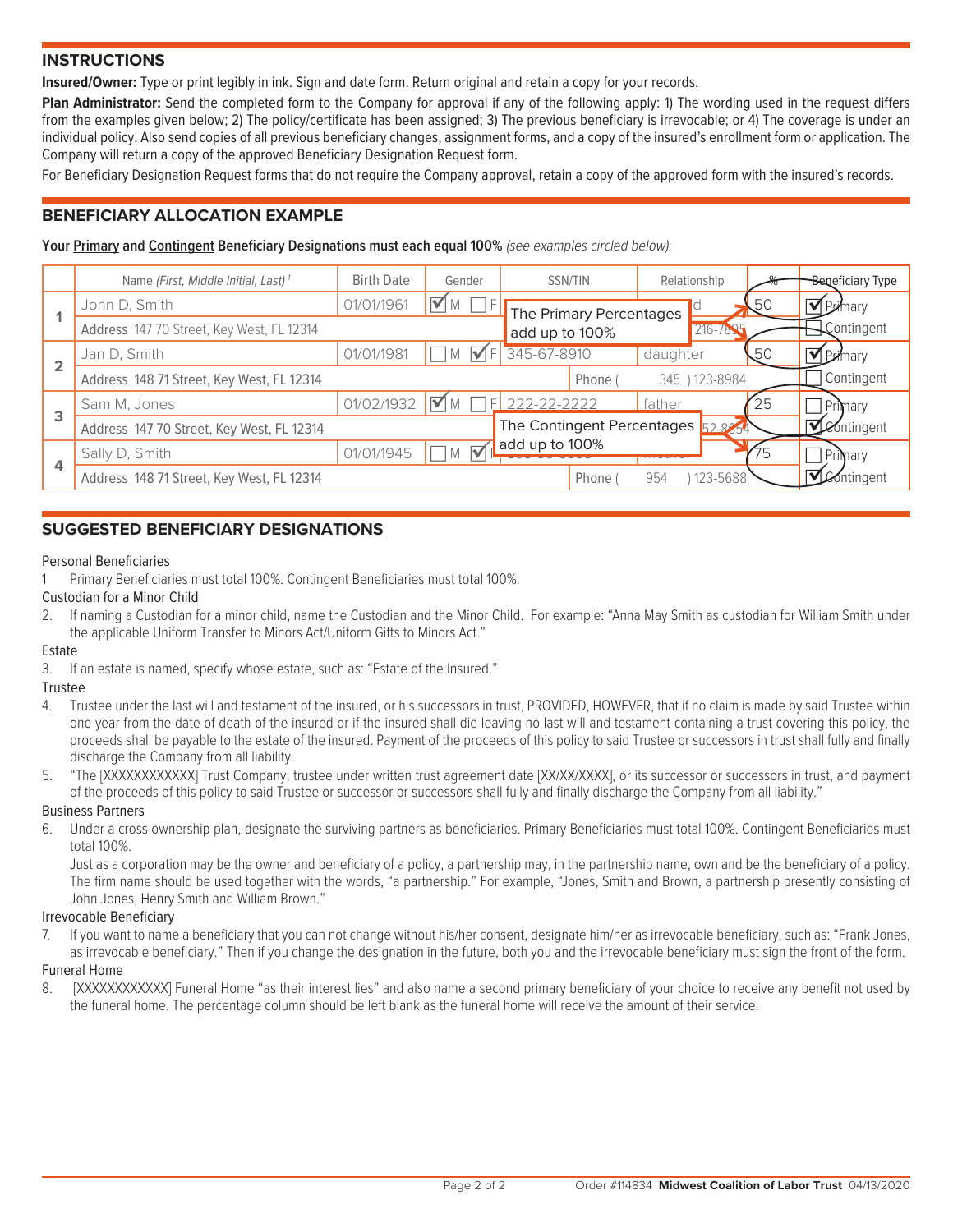## INSTRUCTIONS

**Insured/Owner:** Type or print legibly in ink. Sign and date form. Return original and retain a copy for your records.

**Plan Administrator:** Send the completed form to the Company for approval if any of the following apply: 1) The wording used in the request differs from the examples given below; 2) The policy/certificate has been assigned; 3) The previous beneficiary is irrevocable; or 4) The coverage is under an individual policy. Also send copies of all previous beneficiary changes, assignment forms, and a copy of the insured's enrollment form or application. The Company will return a copy of the approved Beneficiary Designation Request form.

For Beneficiary Designation Request forms that do not require the Company approval, retain a copy of the approved form with the insured's records.

## BENEFICIARY ALLOCATION EXAMPLE

**Your Primary and Contingent Beneficiary Designations must each equal 100%** *(see examples circled below)*:

| | Name *(First, Middle Initial, Last)* [1] | Birth Date | Gender | SSN/TIN | Relationship | % | Beneficiary Type |
|---|---|---|---|---|---|---|---|
| 1 | John D, Smith | 01/01/1961 | ☑ M ☐ F | The Primary Percentages add up to 100% | d | 50 | ☑ Primary |
| | Address 147 70 Street, Key West, FL 12314 | | | | 216-7895 | | ☐ Contingent |
| 2 | Jan D, Smith | 01/01/1981 | ☐ M ☑ F | 345-67-8910 | daughter | 50 | ☑ Primary |
| | Address 148 71 Street, Key West, FL 12314 | | | Phone ( | 345 ) 123-8984 | | ☐ Contingent |
| 3 | Sam M, Jones | 01/02/1932 | ☑ M ☐ F | 222-22-2222 | father | 25 | ☐ Primary |
| | Address 147 70 Street, Key West, FL 12314 | | | The Contingent Percentages add up to 100% | 52-8654 | | ☑ Contingent |
| 4 | Sally D, Smith | 01/01/1945 | ☐ M ☑ F | | | 75 | ☐ Primary |
| | Address 148 71 Street, Key West, FL 12314 | | | Phone ( | 954 ) 123-5688 | | ☑ Contingent |

## SUGGESTED BENEFICIARY DESIGNATIONS

Personal Beneficiaries

1 Primary Beneficiaries must total 100%. Contingent Beneficiaries must total 100%.

Custodian for a Minor Child

2. If naming a Custodian for a minor child, name the Custodian and the Minor Child. For example: "Anna May Smith as custodian for William Smith under the applicable Uniform Transfer to Minors Act/Uniform Gifts to Minors Act."

Estate

3. If an estate is named, specify whose estate, such as: "Estate of the Insured."

Trustee

4. Trustee under the last will and testament of the insured, or his successors in trust, PROVIDED, HOWEVER, that if no claim is made by said Trustee within one year from the date of death of the insured or if the insured shall die leaving no last will and testament containing a trust covering this policy, the proceeds shall be payable to the estate of the insured. Payment of the proceeds of this policy to said Trustee or successors in trust shall fully and finally discharge the Company from all liability.
5. "The [XXXXXXXXXXXX] Trust Company, trustee under written trust agreement date [XX/XX/XXXX], or its successor or successors in trust, and payment of the proceeds of this policy to said Trustee or successor or successors shall fully and finally discharge the Company from all liability."

Business Partners

6. Under a cross ownership plan, designate the surviving partners as beneficiaries. Primary Beneficiaries must total 100%. Contingent Beneficiaries must total 100%.

   Just as a corporation may be the owner and beneficiary of a policy, a partnership may, in the partnership name, own and be the beneficiary of a policy. The firm name should be used together with the words, "a partnership." For example, "Jones, Smith and Brown, a partnership presently consisting of John Jones, Henry Smith and William Brown."

Irrevocable Beneficiary

7. If you want to name a beneficiary that you can not change without his/her consent, designate him/her as irrevocable beneficiary, such as: "Frank Jones, as irrevocable beneficiary." Then if you change the designation in the future, both you and the irrevocable beneficiary must sign the front of the form.

Funeral Home

8. [XXXXXXXXXXXX] Funeral Home "as their interest lies" and also name a second primary beneficiary of your choice to receive any benefit not used by the funeral home. The percentage column should be left blank as the funeral home will receive the amount of their service.

Order #114834 **Midwest Coalition of Labor Trust** 04/13/2020